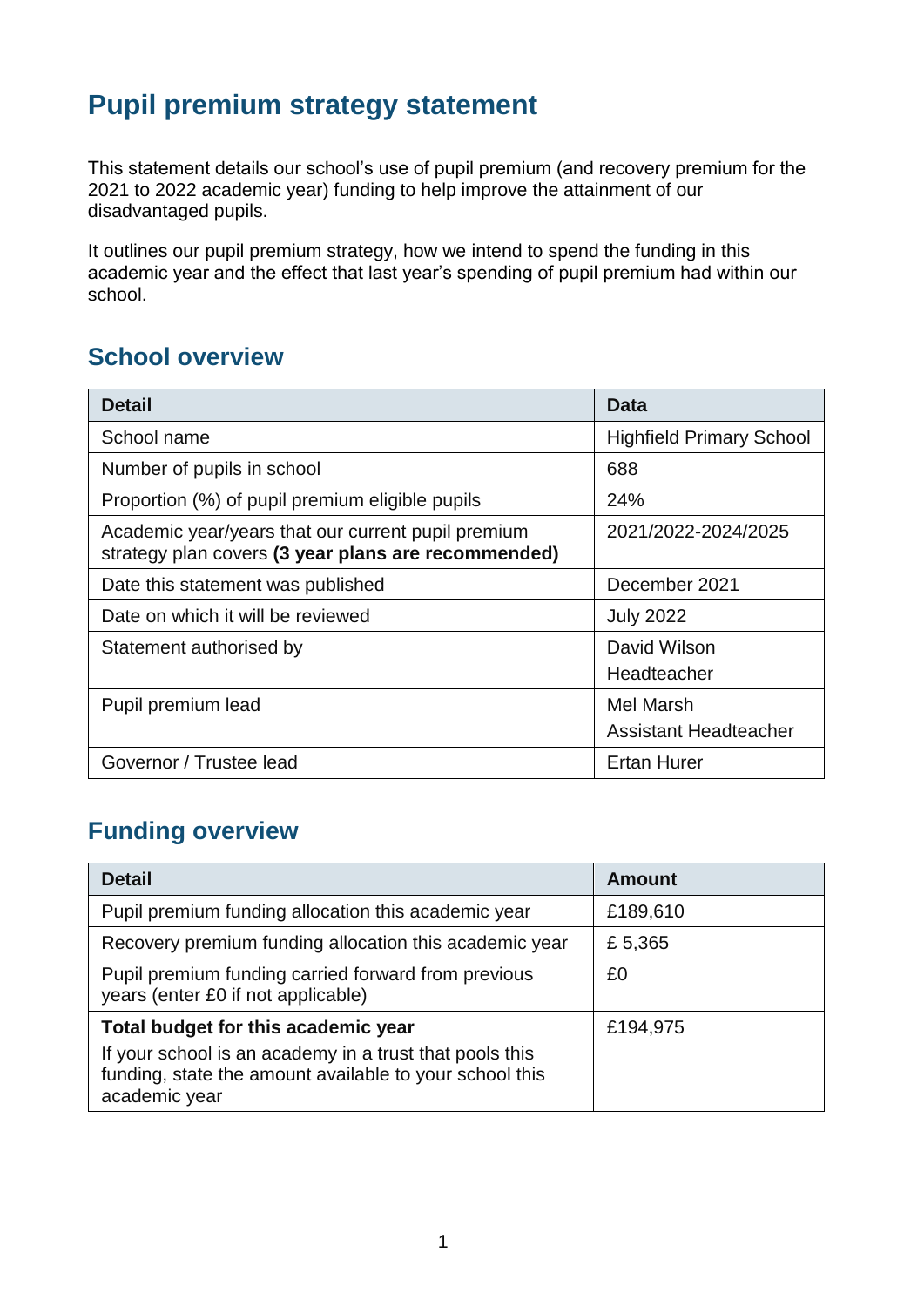# Pupil premium strategy statement

This statement details our school's use of pupil premium (and recovery premium for the 2021 to 2022 academic year) funding to help improve the attainment of our disadvantaged pupils.

It outlines our pupil premium strategy, how we intend to spend the funding in this academic year and the effect that last year's spending of pupil premium had within our school.

## School overview

| Detail | Data |
|---|---|
| School name | Highfield Primary School |
| Number of pupils in school | 688 |
| Proportion (%) of pupil premium eligible pupils | 24% |
| Academic year/years that our current pupil premium strategy plan covers **(3 year plans are recommended)** | 2021/2022-2024/2025 |
| Date this statement was published | December 2021 |
| Date on which it will be reviewed | July 2022 |
| Statement authorised by | David Wilson<br>Headteacher |
| Pupil premium lead | Mel Marsh<br>Assistant Headteacher |
| Governor / Trustee lead | Ertan Hurer |

## Funding overview

| Detail | Amount |
|---|---|
| Pupil premium funding allocation this academic year | £189,610 |
| Recovery premium funding allocation this academic year | £ 5,365 |
| Pupil premium funding carried forward from previous years (enter £0 if not applicable) | £0 |
| **Total budget for this academic year**<br>If your school is an academy in a trust that pools this funding, state the amount available to your school this academic year | £194,975 |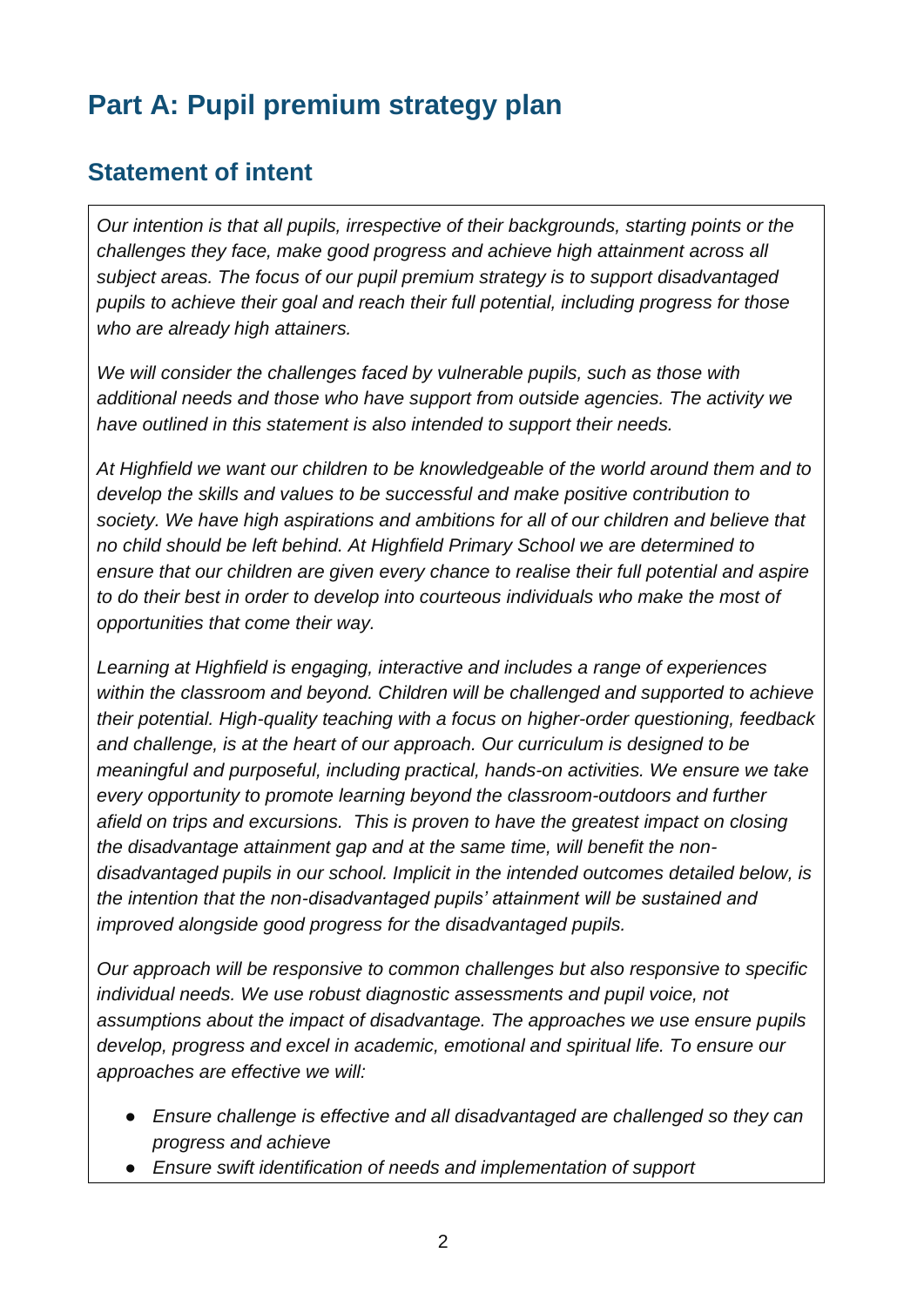# Part A: Pupil premium strategy plan

## Statement of intent

*Our intention is that all pupils, irrespective of their backgrounds, starting points or the challenges they face, make good progress and achieve high attainment across all subject areas. The focus of our pupil premium strategy is to support disadvantaged pupils to achieve their goal and reach their full potential, including progress for those who are already high attainers.*

*We will consider the challenges faced by vulnerable pupils, such as those with additional needs and those who have support from outside agencies. The activity we have outlined in this statement is also intended to support their needs.*

*At Highfield we want our children to be knowledgeable of the world around them and to develop the skills and values to be successful and make positive contribution to society. We have high aspirations and ambitions for all of our children and believe that no child should be left behind. At Highfield Primary School we are determined to ensure that our children are given every chance to realise their full potential and aspire to do their best in order to develop into courteous individuals who make the most of opportunities that come their way.*

*Learning at Highfield is engaging, interactive and includes a range of experiences within the classroom and beyond. Children will be challenged and supported to achieve their potential. High-quality teaching with a focus on higher-order questioning, feedback and challenge, is at the heart of our approach. Our curriculum is designed to be meaningful and purposeful, including practical, hands-on activities. We ensure we take every opportunity to promote learning beyond the classroom-outdoors and further afield on trips and excursions. This is proven to have the greatest impact on closing the disadvantage attainment gap and at the same time, will benefit the non-disadvantaged pupils in our school. Implicit in the intended outcomes detailed below, is the intention that the non-disadvantaged pupils' attainment will be sustained and improved alongside good progress for the disadvantaged pupils.*

*Our approach will be responsive to common challenges but also responsive to specific individual needs. We use robust diagnostic assessments and pupil voice, not assumptions about the impact of disadvantage. The approaches we use ensure pupils develop, progress and excel in academic, emotional and spiritual life. To ensure our approaches are effective we will:*

- *Ensure challenge is effective and all disadvantaged are challenged so they can progress and achieve*
- *Ensure swift identification of needs and implementation of support*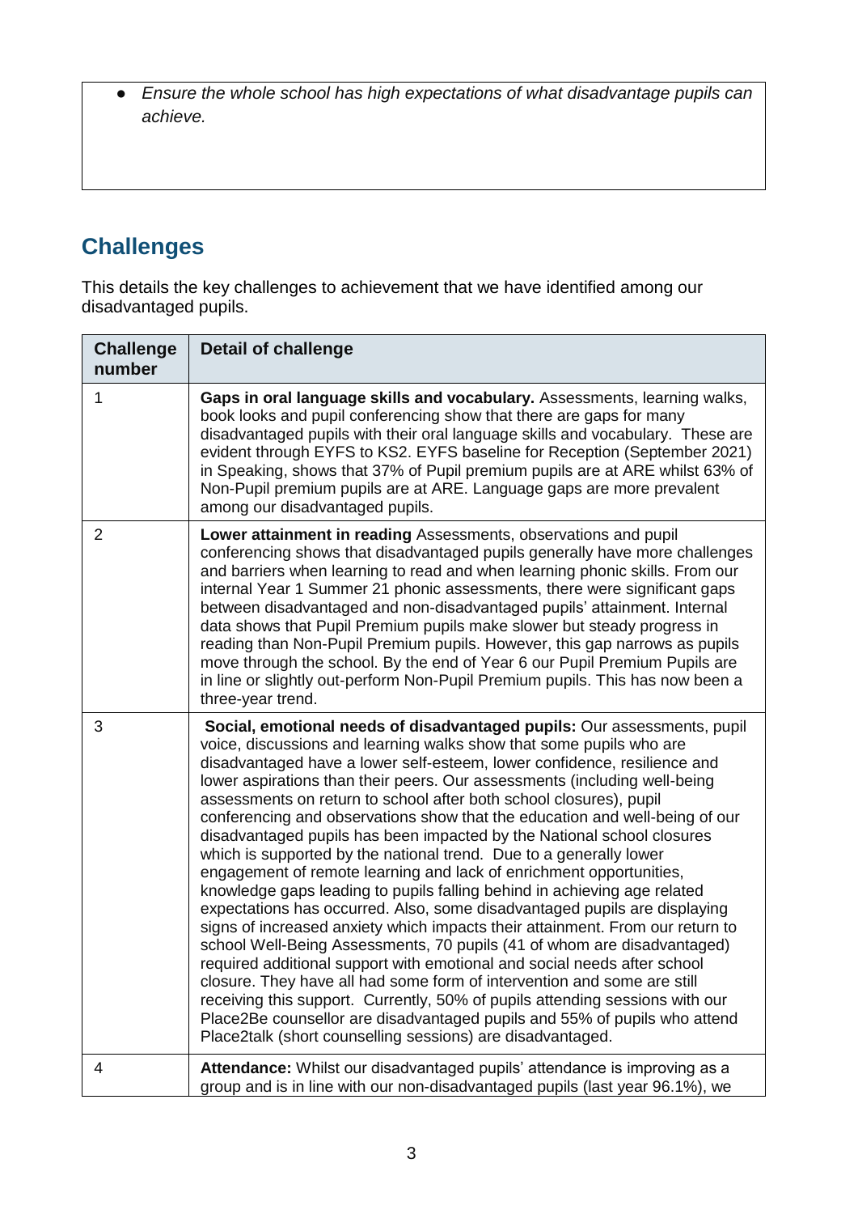- *Ensure the whole school has high expectations of what disadvantage pupils can achieve.*

## Challenges

This details the key challenges to achievement that we have identified among our disadvantaged pupils.

| Challenge number | Detail of challenge |
| --- | --- |
| 1 | **Gaps in oral language skills and vocabulary.** Assessments, learning walks, book looks and pupil conferencing show that there are gaps for many disadvantaged pupils with their oral language skills and vocabulary. These are evident through EYFS to KS2. EYFS baseline for Reception (September 2021) in Speaking, shows that 37% of Pupil premium pupils are at ARE whilst 63% of Non-Pupil premium pupils are at ARE. Language gaps are more prevalent among our disadvantaged pupils. |
| 2 | **Lower attainment in reading** Assessments, observations and pupil conferencing shows that disadvantaged pupils generally have more challenges and barriers when learning to read and when learning phonic skills. From our internal Year 1 Summer 21 phonic assessments, there were significant gaps between disadvantaged and non-disadvantaged pupils' attainment. Internal data shows that Pupil Premium pupils make slower but steady progress in reading than Non-Pupil Premium pupils. However, this gap narrows as pupils move through the school. By the end of Year 6 our Pupil Premium Pupils are in line or slightly out-perform Non-Pupil Premium pupils. This has now been a three-year trend. |
| 3 | **Social, emotional needs of disadvantaged pupils:** Our assessments, pupil voice, discussions and learning walks show that some pupils who are disadvantaged have a lower self-esteem, lower confidence, resilience and lower aspirations than their peers. Our assessments (including well-being assessments on return to school after both school closures), pupil conferencing and observations show that the education and well-being of our disadvantaged pupils has been impacted by the National school closures which is supported by the national trend. Due to a generally lower engagement of remote learning and lack of enrichment opportunities, knowledge gaps leading to pupils falling behind in achieving age related expectations has occurred. Also, some disadvantaged pupils are displaying signs of increased anxiety which impacts their attainment. From our return to school Well-Being Assessments, 70 pupils (41 of whom are disadvantaged) required additional support with emotional and social needs after school closure. They have all had some form of intervention and some are still receiving this support. Currently, 50% of pupils attending sessions with our Place2Be counsellor are disadvantaged pupils and 55% of pupils who attend Place2talk (short counselling sessions) are disadvantaged. |
| 4 | **Attendance:** Whilst our disadvantaged pupils' attendance is improving as a group and is in line with our non-disadvantaged pupils (last year 96.1%), we |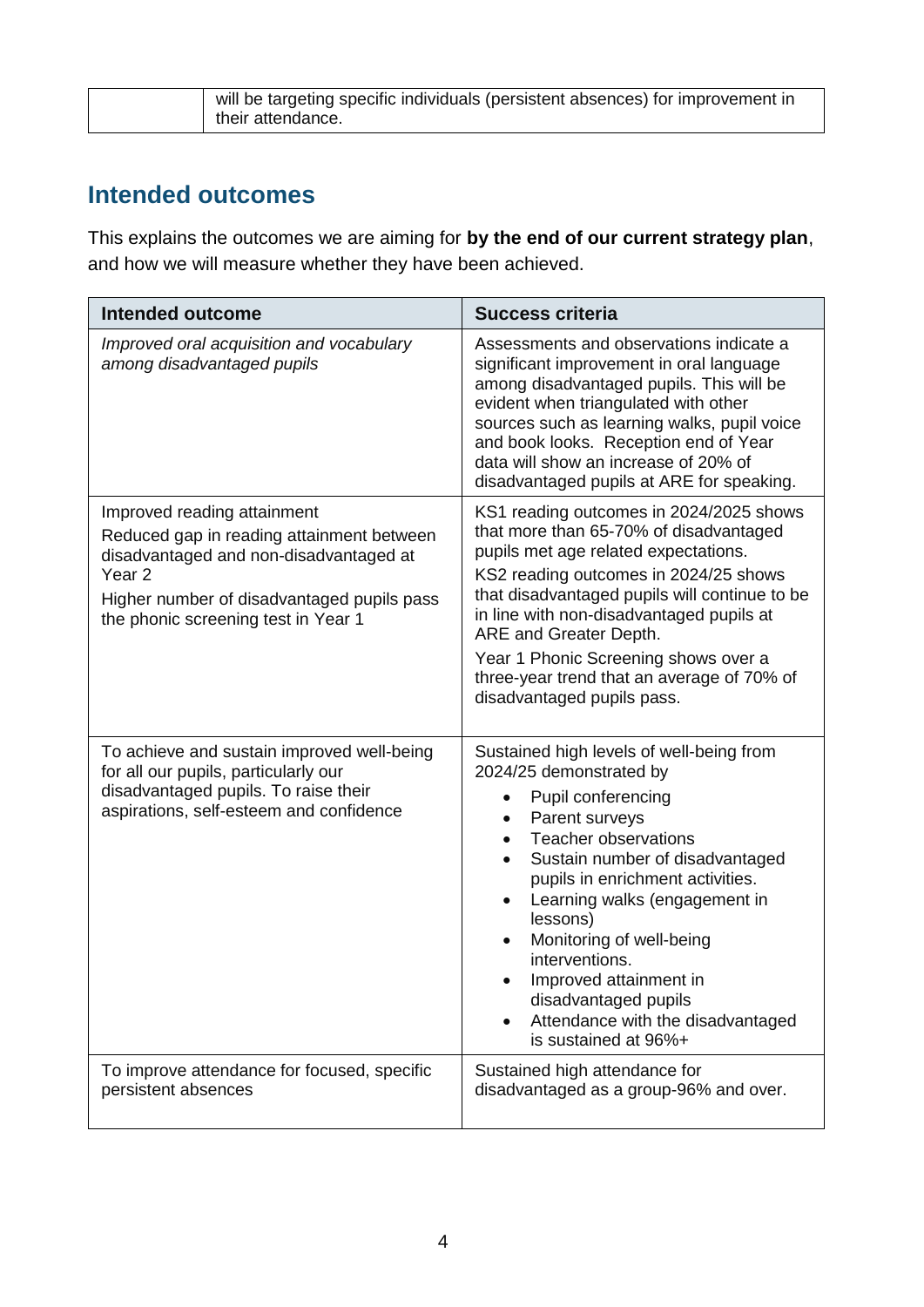| | will be targeting specific individuals (persistent absences) for improvement in their attendance. |
|---|---|

## Intended outcomes

This explains the outcomes we are aiming for **by the end of our current strategy plan**, and how we will measure whether they have been achieved.

| Intended outcome | Success criteria |
|---|---|
| *Improved oral acquisition and vocabulary among disadvantaged pupils* | Assessments and observations indicate a significant improvement in oral language among disadvantaged pupils. This will be evident when triangulated with other sources such as learning walks, pupil voice and book looks. Reception end of Year data will show an increase of 20% of disadvantaged pupils at ARE for speaking. |
| Improved reading attainment<br>Reduced gap in reading attainment between disadvantaged and non-disadvantaged at Year 2<br>Higher number of disadvantaged pupils pass the phonic screening test in Year 1 | KS1 reading outcomes in 2024/2025 shows that more than 65-70% of disadvantaged pupils met age related expectations.<br>KS2 reading outcomes in 2024/25 shows that disadvantaged pupils will continue to be in line with non-disadvantaged pupils at ARE and Greater Depth.<br>Year 1 Phonic Screening shows over a three-year trend that an average of 70% of disadvantaged pupils pass. |
| To achieve and sustain improved well-being for all our pupils, particularly our disadvantaged pupils. To raise their aspirations, self-esteem and confidence | Sustained high levels of well-being from 2024/25 demonstrated by<br>• Pupil conferencing<br>• Parent surveys<br>• Teacher observations<br>• Sustain number of disadvantaged pupils in enrichment activities.<br>• Learning walks (engagement in lessons)<br>• Monitoring of well-being interventions.<br>• Improved attainment in disadvantaged pupils<br>• Attendance with the disadvantaged is sustained at 96%+ |
| To improve attendance for focused, specific persistent absences | Sustained high attendance for disadvantaged as a group-96% and over. |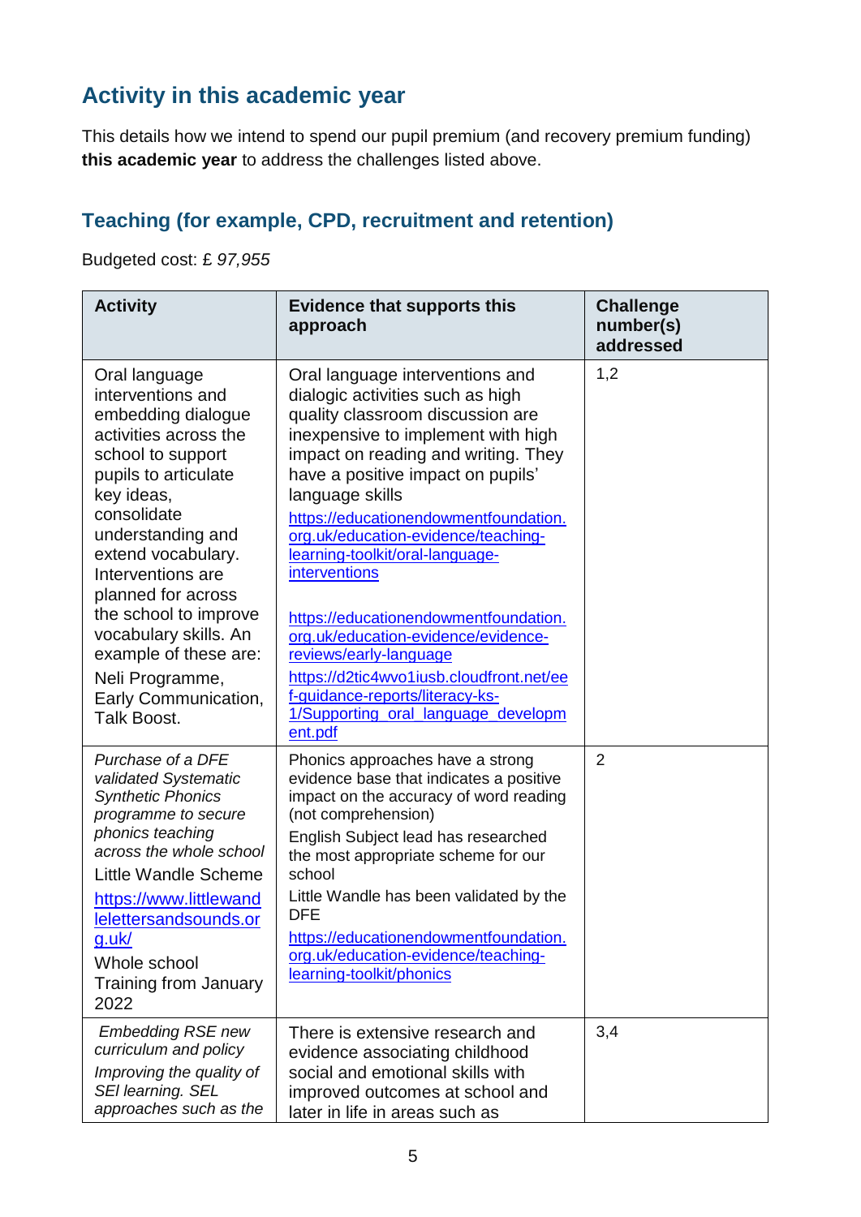## Activity in this academic year

This details how we intend to spend our pupil premium (and recovery premium funding) **this academic year** to address the challenges listed above.

### Teaching (for example, CPD, recruitment and retention)

Budgeted cost: £ *97,955*

| Activity | Evidence that supports this approach | Challenge number(s) addressed |
|---|---|---|
| Oral language interventions and embedding dialogue activities across the school to support pupils to articulate key ideas, consolidate understanding and extend vocabulary. Interventions are planned for across the school to improve vocabulary skills. An example of these are:<br>Neli Programme, Early Communication, Talk Boost. | Oral language interventions and dialogic activities such as high quality classroom discussion are inexpensive to implement with high impact on reading and writing. They have a positive impact on pupils' language skills<br>https://educationendowmentfoundation.org.uk/education-evidence/teaching-learning-toolkit/oral-language-interventions<br><br>https://educationendowmentfoundation.org.uk/education-evidence/evidence-reviews/early-language<br>https://d2tic4wvo1iusb.cloudfront.net/eef-guidance-reports/literacy-ks-1/Supporting_oral_language_development.pdf | 1,2 |
| *Purchase of a DFE validated Systematic Synthetic Phonics programme to secure phonics teaching across the whole school*<br>Little Wandle Scheme<br>https://www.littlewandlelettersandsounds.org.uk/<br>Whole school Training from January 2022 | Phonics approaches have a strong evidence base that indicates a positive impact on the accuracy of word reading (not comprehension)<br>English Subject lead has researched the most appropriate scheme for our school<br>Little Wandle has been validated by the DFE<br>https://educationendowmentfoundation.org.uk/education-evidence/teaching-learning-toolkit/phonics | 2 |
| *Embedding RSE new curriculum and policy*<br>*Improving the quality of SEI learning. SEL approaches such as the* | There is extensive research and evidence associating childhood social and emotional skills with improved outcomes at school and later in life in areas such as | 3,4 |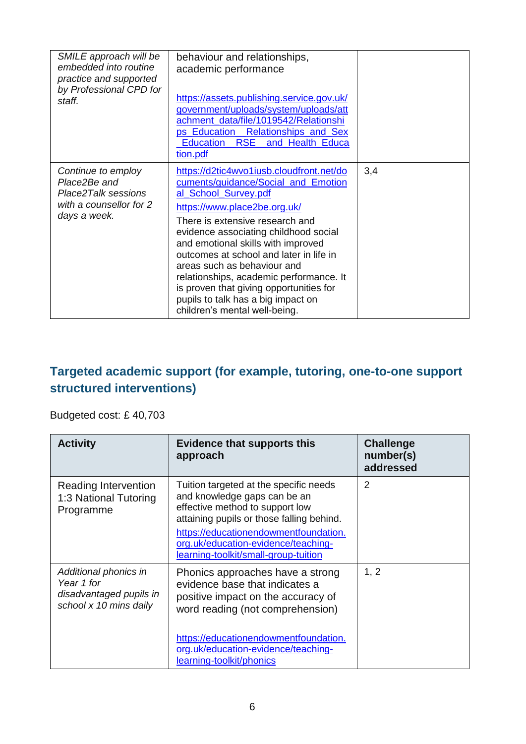| | | |
|---|---|---|
| *SMILE approach will be embedded into routine practice and supported by Professional CPD for staff.* | behaviour and relationships, academic performance<br><br>https://assets.publishing.service.gov.uk/government/uploads/system/uploads/attachment_data/file/1019542/Relationships_Education__Relationships_and_Sex_Education__RSE__and_Health_Education.pdf | |
| *Continue to employ Place2Be and Place2Talk sessions with a counsellor for 2 days a week.* | https://d2tic4wvo1iusb.cloudfront.net/documents/guidance/Social_and_Emotional_School_Survey.pdf<br>https://www.place2be.org.uk/<br>There is extensive research and evidence associating childhood social and emotional skills with improved outcomes at school and later in life in areas such as behaviour and relationships, academic performance. It is proven that giving opportunities for pupils to talk has a big impact on children's mental well-being. | 3,4 |

## Targeted academic support (for example, tutoring, one-to-one support structured interventions)

Budgeted cost: £ 40,703

| Activity | Evidence that supports this approach | Challenge number(s) addressed |
|---|---|---|
| Reading Intervention 1:3 National Tutoring Programme | Tuition targeted at the specific needs and knowledge gaps can be an effective method to support low attaining pupils or those falling behind.<br>https://educationendowmentfoundation.org.uk/education-evidence/teaching-learning-toolkit/small-group-tuition | 2 |
| *Additional phonics in Year 1 for disadvantaged pupils in school x 10 mins daily* | Phonics approaches have a strong evidence base that indicates a positive impact on the accuracy of word reading (not comprehension)<br><br>https://educationendowmentfoundation.org.uk/education-evidence/teaching-learning-toolkit/phonics | 1, 2 |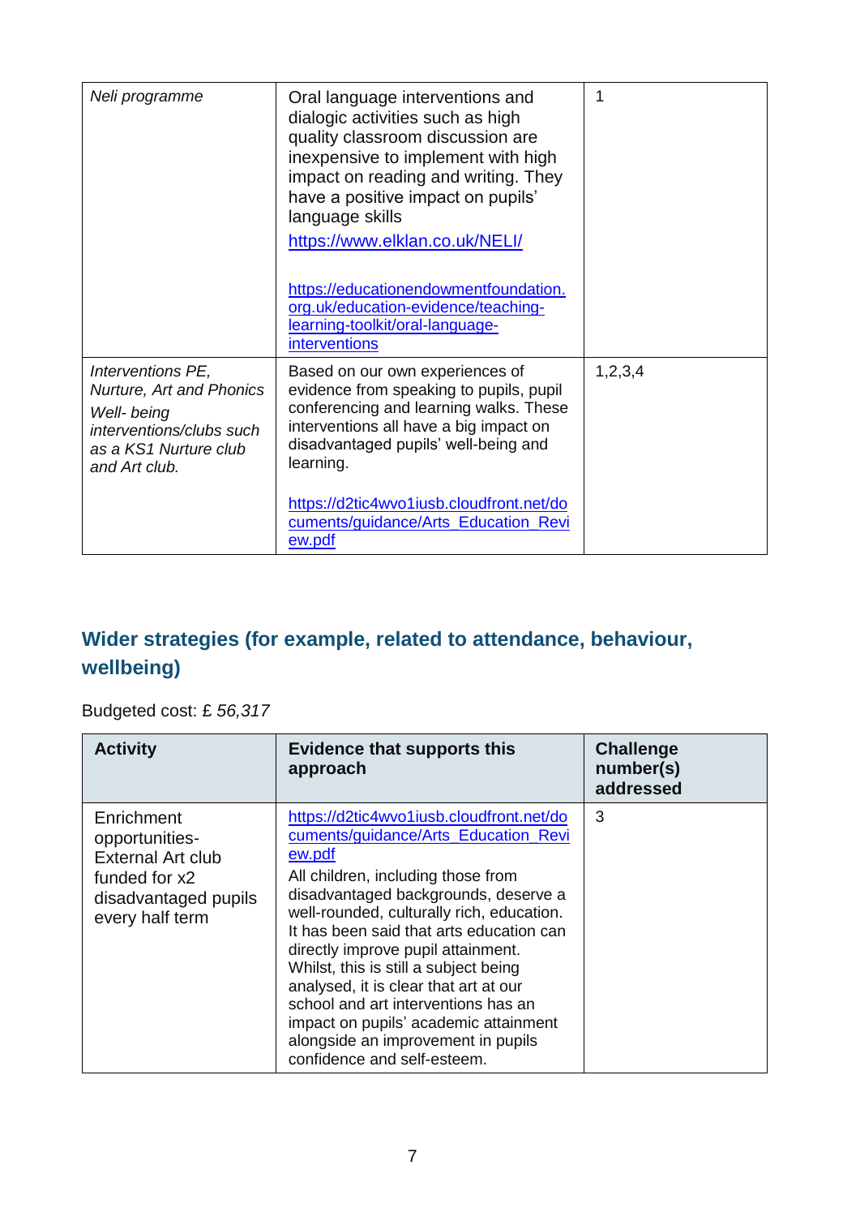| | | |
|---|---|---|
| *Neli programme* | Oral language interventions and dialogic activities such as high quality classroom discussion are inexpensive to implement with high impact on reading and writing. They have a positive impact on pupils' language skills<br>https://www.elklan.co.uk/NELI/<br><br>https://educationendowmentfoundation.org.uk/education-evidence/teaching-learning-toolkit/oral-language-interventions | 1 |
| *Interventions PE, Nurture, Art and Phonics*<br>*Well- being interventions/clubs such as a KS1 Nurture club and Art club.* | Based on our own experiences of evidence from speaking to pupils, pupil conferencing and learning walks. These interventions all have a big impact on disadvantaged pupils' well-being and learning.<br><br>https://d2tic4wvo1iusb.cloudfront.net/documents/guidance/Arts_Education_Review.pdf | 1,2,3,4 |

## Wider strategies (for example, related to attendance, behaviour, wellbeing)

Budgeted cost: £ *56,317*

| Activity | Evidence that supports this approach | Challenge number(s) addressed |
|---|---|---|
| Enrichment opportunities- External Art club funded for x2 disadvantaged pupils every half term | https://d2tic4wvo1iusb.cloudfront.net/documents/guidance/Arts_Education_Review.pdf<br>All children, including those from disadvantaged backgrounds, deserve a well-rounded, culturally rich, education. It has been said that arts education can directly improve pupil attainment. Whilst, this is still a subject being analysed, it is clear that art at our school and art interventions has an impact on pupils' academic attainment alongside an improvement in pupils confidence and self-esteem. | 3 |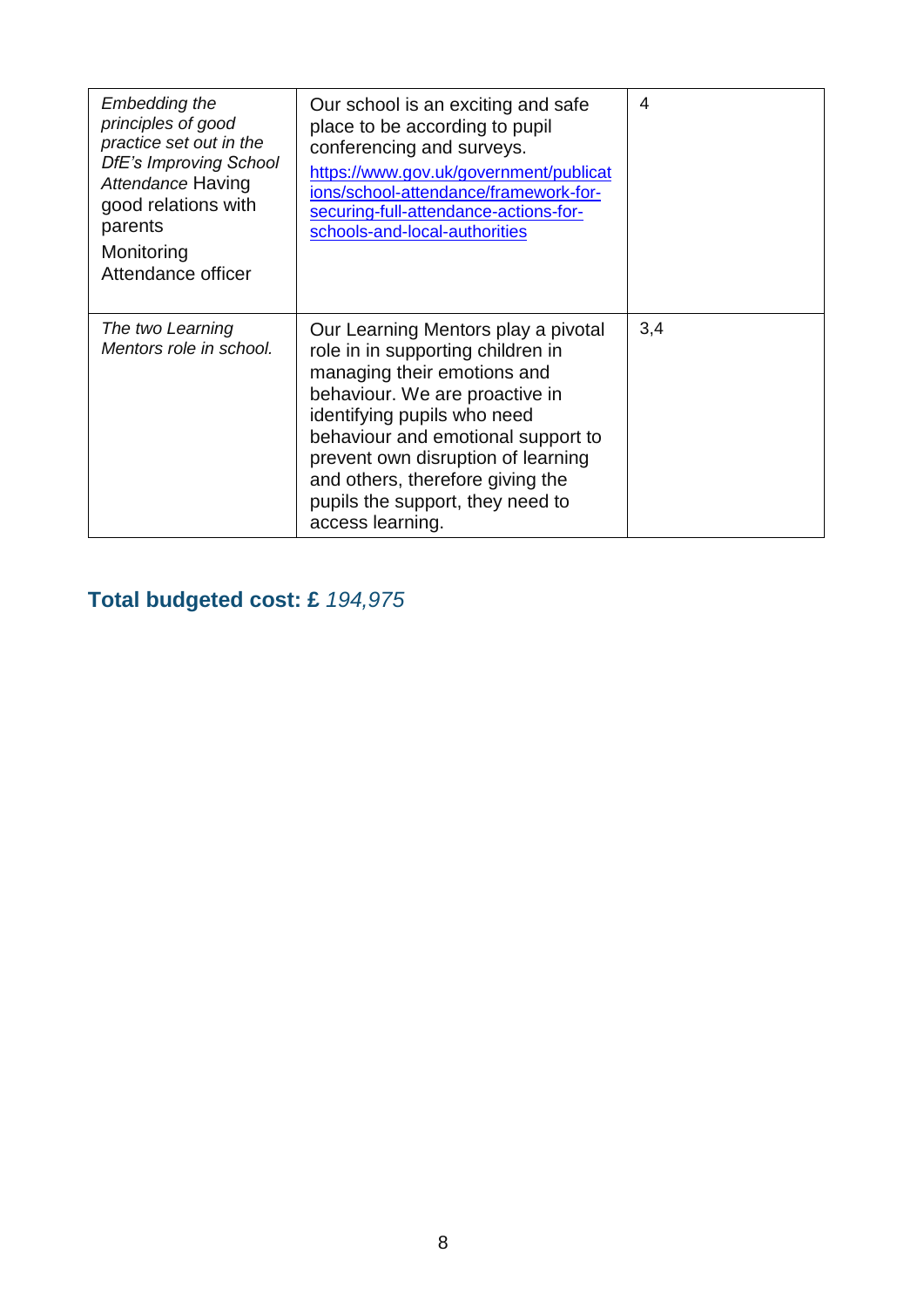| | | |
|---|---|---|
| *Embedding the principles of good practice set out in the DfE's Improving School Attendance* Having good relations with parents<br>Monitoring Attendance officer | Our school is an exciting and safe place to be according to pupil conferencing and surveys.<br>https://www.gov.uk/government/publications/school-attendance/framework-for-securing-full-attendance-actions-for-schools-and-local-authorities | 4 |
| *The two Learning Mentors role in school.* | Our Learning Mentors play a pivotal role in in supporting children in managing their emotions and behaviour. We are proactive in identifying pupils who need behaviour and emotional support to prevent own disruption of learning and others, therefore giving the pupils the support, they need to access learning. | 3,4 |

## Total budgeted cost: £ *194,975*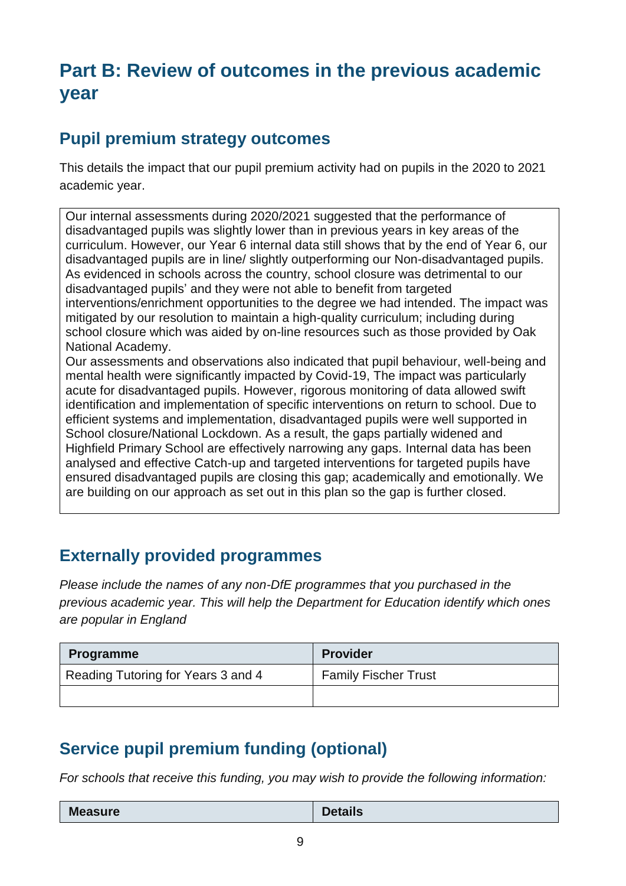# Part B: Review of outcomes in the previous academic year

## Pupil premium strategy outcomes

This details the impact that our pupil premium activity had on pupils in the 2020 to 2021 academic year.

Our internal assessments during 2020/2021 suggested that the performance of disadvantaged pupils was slightly lower than in previous years in key areas of the curriculum. However, our Year 6 internal data still shows that by the end of Year 6, our disadvantaged pupils are in line/ slightly outperforming our Non-disadvantaged pupils. As evidenced in schools across the country, school closure was detrimental to our disadvantaged pupils' and they were not able to benefit from targeted interventions/enrichment opportunities to the degree we had intended. The impact was mitigated by our resolution to maintain a high-quality curriculum; including during school closure which was aided by on-line resources such as those provided by Oak National Academy.

Our assessments and observations also indicated that pupil behaviour, well-being and mental health were significantly impacted by Covid-19, The impact was particularly acute for disadvantaged pupils. However, rigorous monitoring of data allowed swift identification and implementation of specific interventions on return to school. Due to efficient systems and implementation, disadvantaged pupils were well supported in School closure/National Lockdown. As a result, the gaps partially widened and Highfield Primary School are effectively narrowing any gaps. Internal data has been analysed and effective Catch-up and targeted interventions for targeted pupils have ensured disadvantaged pupils are closing this gap; academically and emotionally. We are building on our approach as set out in this plan so the gap is further closed.

## Externally provided programmes

*Please include the names of any non-DfE programmes that you purchased in the previous academic year. This will help the Department for Education identify which ones are popular in England*

| Programme | Provider |
|---|---|
| Reading Tutoring for Years 3 and 4 | Family Fischer Trust |
| | |

## Service pupil premium funding (optional)

*For schools that receive this funding, you may wish to provide the following information:*

| Measure | Details |
|---|---|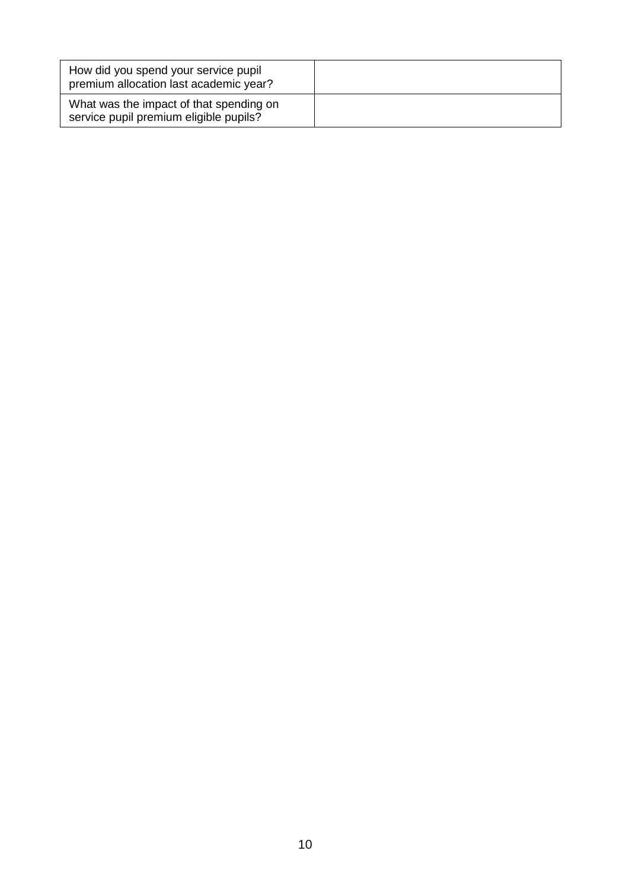| | |
|---|---|
| How did you spend your service pupil premium allocation last academic year? | |
| What was the impact of that spending on service pupil premium eligible pupils? | |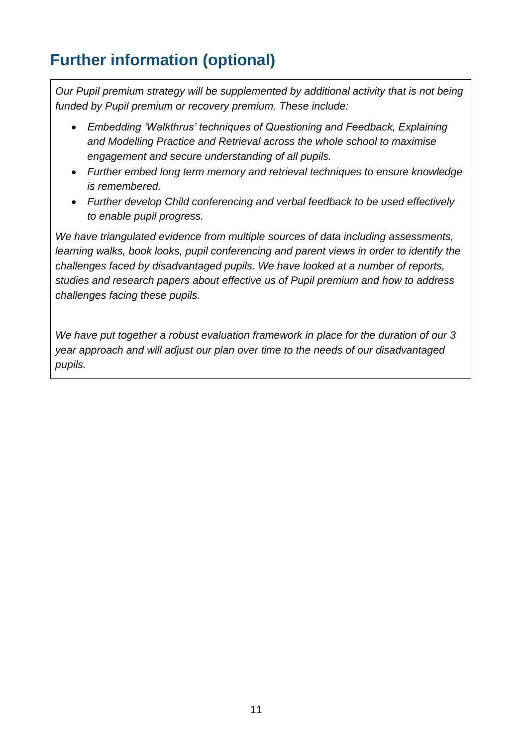## Further information (optional)

*Our Pupil premium strategy will be supplemented by additional activity that is not being funded by Pupil premium or recovery premium. These include:*

- *Embedding 'Walkthrus' techniques of Questioning and Feedback, Explaining and Modelling Practice and Retrieval across the whole school to maximise engagement and secure understanding of all pupils.*
- *Further embed long term memory and retrieval techniques to ensure knowledge is remembered.*
- *Further develop Child conferencing and verbal feedback to be used effectively to enable pupil progress.*

*We have triangulated evidence from multiple sources of data including assessments, learning walks, book looks, pupil conferencing and parent views in order to identify the challenges faced by disadvantaged pupils. We have looked at a number of reports, studies and research papers about effective us of Pupil premium and how to address challenges facing these pupils.*

*We have put together a robust evaluation framework in place for the duration of our 3 year approach and will adjust our plan over time to the needs of our disadvantaged pupils.*